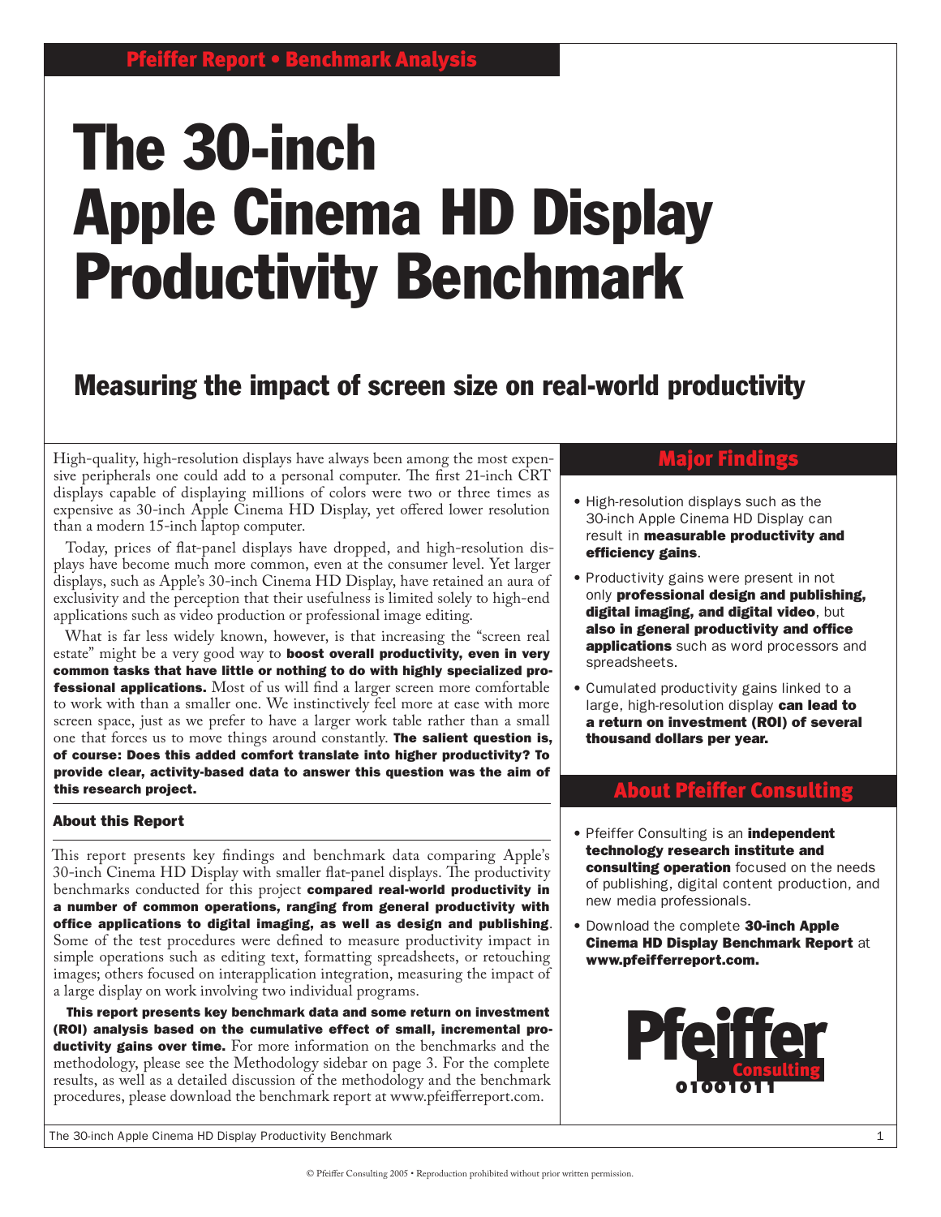Pfeiffer Report • Benchmark Analysis

# The 30-inch Apple Cinema HD Display Productivity Benchmark

## Measuring the impact of screen size on real-world productivity

High-quality, high-resolution displays have always been among the most expensive peripherals one could add to a personal computer. The first 21-inch CRT displays capable of displaying millions of colors were two or three times as expensive as 30-inch Apple Cinema HD Display, yet offered lower resolution than a modern 15-inch laptop computer.

Today, prices of flat-panel displays have dropped, and high-resolution displays have become much more common, even at the consumer level. Yet larger displays, such as Apple's 30-inch Cinema HD Display, have retained an aura of exclusivity and the perception that their usefulness is limited solely to high-end applications such as video production or professional image editing.

What is far less widely known, however, is that increasing the "screen real estate" might be a very good way to **boost overall productivity, even in very common tasks that have little or nothing to do with highly specialized professional applications.** Most of us will find a larger screen more comfortable to work with than a smaller one. We instinctively feel more at ease with more screen space, just as we prefer to have a larger work table rather than a small one that forces us to move things around constantly. **The salient question is, of course: Does this added comfort translate into higher productivity? To provide clear, activity-based data to answer this question was the aim of this research project.**

### About this Report

This report presents key findings and benchmark data comparing Apple's 30-inch Cinema HD Display with smaller flat-panel displays. The productivity benchmarks conducted for this project **compared real-world productivity in a number of common operations, ranging from general productivity with office applications to digital imaging, as well as design and publishing**. Some of the test procedures were defined to measure productivity impact in simple operations such as editing text, formatting spreadsheets, or retouching images; others focused on interapplication integration, measuring the impact of a large display on work involving two individual programs.

**This report presents key benchmark data and some return on investment (ROI) analysis based on the cumulative effect of small, incremental productivity gains over time.** For more information on the benchmarks and the methodology, please see the Methodology sidebar on page 3. For the complete results, as well as a detailed discussion of the methodology and the benchmark procedures, please download the benchmark report at www.pfeifferreport.com.

## Major Findings

- High-resolution displays such as the 30-inch Apple Cinema HD Display can result in **measurable productivity and efficiency gains**.
- Productivity gains were present in not only **professional design and publishing, digital imaging, and digital video**, but **also in general productivity and office applications** such as word processors and spreadsheets.
- Cumulated productivity gains linked to a large, high-resolution display **can lead to a return on investment (ROI) of several thousand dollars per year.**

## About Pfeiffer Consulting

- Pfeiffer Consulting is an **independent technology research institute and consulting operation** focused on the needs of publishing, digital content production, and new media professionals.
- Download the complete **30-inch Apple Cinema HD Display Benchmark Report** at **www.pfeifferreport.com.**

Pfeiffer Consulting 01001011

© Pfeiffer Consulting 2005 • Reproduction prohibited without prior written permission.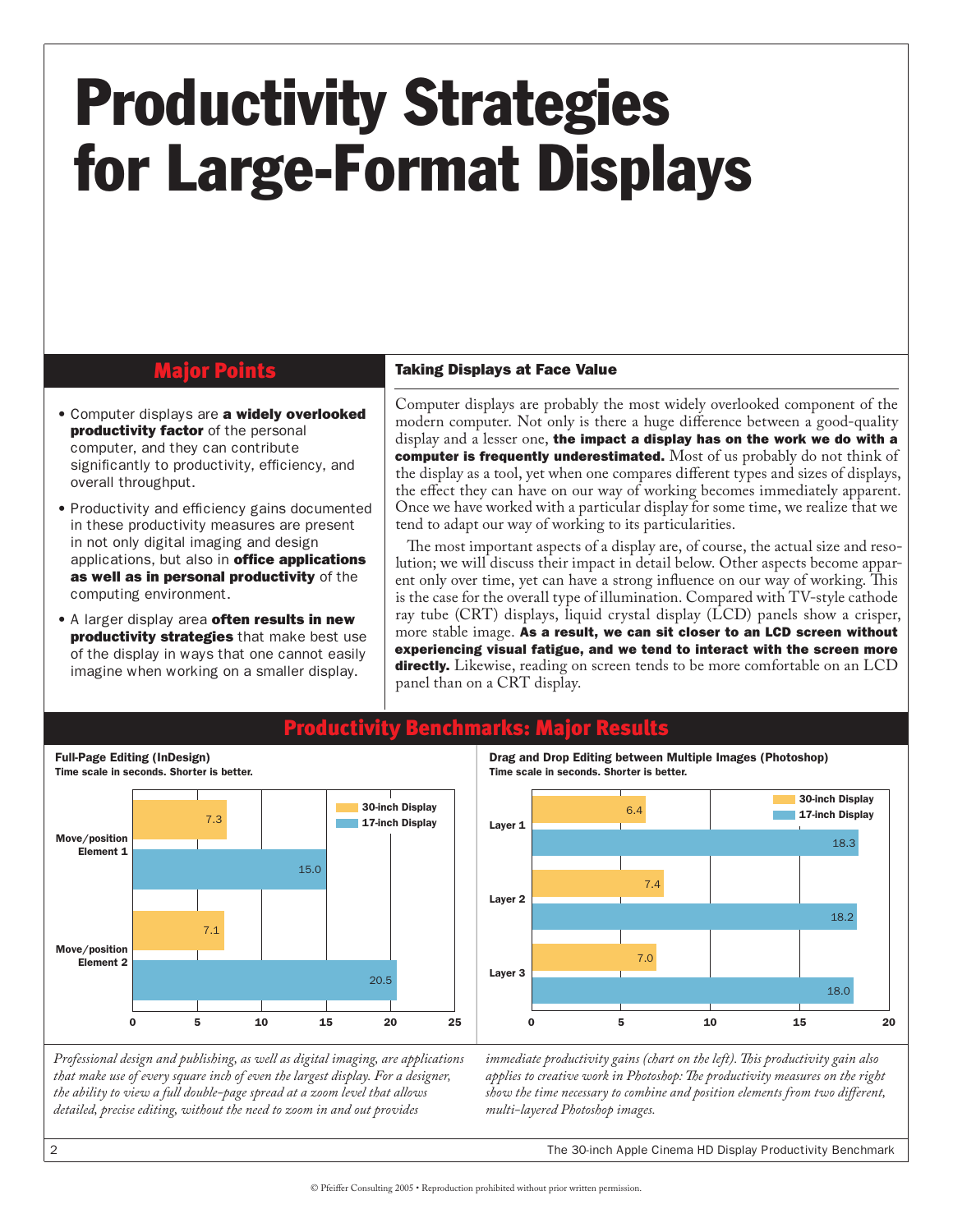# Productivity Strategies for Large-Format Displays

## Major Points

- Computer displays are **a widely overlooked productivity factor** of the personal computer, and they can contribute significantly to productivity, efficiency, and overall throughput.
- Productivity and efficiency gains documented in these productivity measures are present in not only digital imaging and design applications, but also in **office applications as well as in personal productivity** of the computing environment.
- A larger display area **often results in new productivity strategies** that make best use of the display in ways that one cannot easily imagine when working on a smaller display.

### Taking Displays at Face Value

Computer displays are probably the most widely overlooked component of the modern computer. Not only is there a huge difference between a good-quality display and a lesser one, **the impact a display has on the work we do with a computer is frequently underestimated.** Most of us probably do not think of the display as a tool, yet when one compares different types and sizes of displays, the effect they can have on our way of working becomes immediately apparent. Once we have worked with a particular display for some time, we realize that we tend to adapt our way of working to its particularities.

The most important aspects of a display are, of course, the actual size and resolution; we will discuss their impact in detail below. Other aspects become apparent only over time, yet can have a strong influence on our way of working. This is the case for the overall type of illumination. Compared with TV-style cathode ray tube (CRT) displays, liquid crystal display (LCD) panels show a crisper, more stable image. **As a result, we can sit closer to an LCD screen without experiencing visual fatigue, and we tend to interact with the screen more directly.** Likewise, reading on screen tends to be more comfortable on an LCD panel than on a CRT display.

## Productivity Benchmarks: Major Results

**Full-Page Editing (InDesign)**
Time scale in seconds. Shorter is better.

| Task | 30-inch Display | 17-inch Display |
|---|---|---|
| Move/position Element 1 | 7.3 | 15.0 |
| Move/position Element 2 | 7.1 | 20.5 |

**Drag and Drop Editing between Multiple Images (Photoshop)**
Time scale in seconds. Shorter is better.

| Task | 30-inch Display | 17-inch Display |
|---|---|---|
| Layer 1 | 6.4 | 18.3 |
| Layer 2 | 7.4 | 18.2 |
| Layer 3 | 7.0 | 18.0 |

*Professional design and publishing, as well as digital imaging, are applications that make use of every square inch of even the largest display. For a designer, the ability to view a full double-page spread at a zoom level that allows detailed, precise editing, without the need to zoom in and out provides immediate productivity gains (chart on the left). This productivity gain also applies to creative work in Photoshop: The productivity measures on the right show the time necessary to combine and position elements from two different, multi-layered Photoshop images.*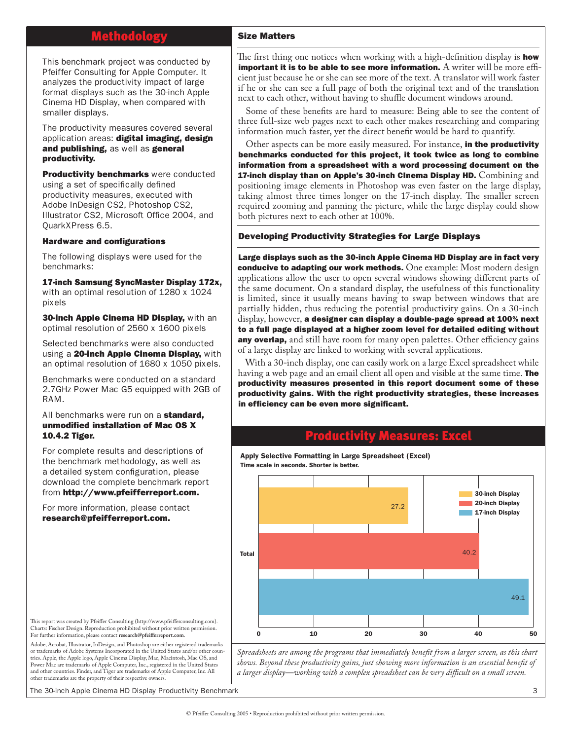## Methodology

This benchmark project was conducted by Pfeiffer Consulting for Apple Computer. It analyzes the productivity impact of large format displays such as the 30-inch Apple Cinema HD Display, when compared with smaller displays.

The productivity measures covered several application areas: **digital imaging, design and publishing,** as well as **general productivity.**

**Productivity benchmarks** were conducted using a set of specifically defined productivity measures, executed with Adobe InDesign CS2, Photoshop CS2, Illustrator CS2, Microsoft Office 2004, and QuarkXPress 6.5.

### Hardware and configurations

The following displays were used for the benchmarks:

**17-inch Samsung SyncMaster Display 172x,** with an optimal resolution of 1280 x 1024 pixels

**30-inch Apple Cinema HD Display,** with an optimal resolution of 2560 x 1600 pixels

Selected benchmarks were also conducted using a **20-inch Apple Cinema Display,** with an optimal resolution of 1680 x 1050 pixels.

Benchmarks were conducted on a standard 2.7GHz Power Mac G5 equipped with 2GB of RAM.

All benchmarks were run on a **standard, unmodified installation of Mac OS X 10.4.2 Tiger.**

For complete results and descriptions of the benchmark methodology, as well as a detailed system configuration, please download the complete benchmark report from **http://www.pfeifferreport.com.**

For more information, please contact **research@pfeifferreport.com.**

This report was created by Pfeiffer Consulting (http://www.pfeifferconsulting.com). Charts: Fischer Design. Reproduction prohibited without prior written permission. For further information, please contact **research@pfeifferreport.com**.

Adobe, Acrobat, Illustrator, InDesign, and Photoshop are either registered trademarks or trademarks of Adobe Systems Incorporated in the United States and/or other countries. Apple, the Apple logo, Apple Cinema Display, Mac, Macintosh, Mac OS, and Power Mac are trademarks of Apple Computer, Inc., registered in the United States and other countries. Finder, and Tiger are trademarks of Apple Computer, Inc. All other trademarks are the property of their respective owners.

### Size Matters

The first thing one notices when working with a high-definition display is **how important it is to be able to see more information.** A writer will be more efficient just because he or she can see more of the text. A translator will work faster if he or she can see a full page of both the original text and of the translation next to each other, without having to shuffle document windows around.

Some of these benefits are hard to measure: Being able to see the content of three full-size web pages next to each other makes researching and comparing information much faster, yet the direct benefit would be hard to quantify.

Other aspects can be more easily measured. For instance, **in the productivity benchmarks conducted for this project, it took twice as long to combine information from a spreadsheet with a word processing document on the 17-inch display than on Apple's 30-inch Cinema Display HD.** Combining and positioning image elements in Photoshop was even faster on the large display, taking almost three times longer on the 17-inch display. The smaller screen required zooming and panning the picture, while the large display could show both pictures next to each other at 100%.

### Developing Productivity Strategies for Large Displays

**Large displays such as the 30-inch Apple Cinema HD Display are in fact very conducive to adapting our work methods.** One example: Most modern design applications allow the user to open several windows showing different parts of the same document. On a standard display, the usefulness of this functionality is limited, since it usually means having to swap between windows that are partially hidden, thus reducing the potential productivity gains. On a 30-inch display, however, **a designer can display a double-page spread at 100% next to a full page displayed at a higher zoom level for detailed editing without any overlap,** and still have room for many open palettes. Other efficiency gains of a large display are linked to working with several applications.

With a 30-inch display, one can easily work on a large Excel spreadsheet while having a web page and an email client all open and visible at the same time. **The productivity measures presented in this report document some of these productivity gains. With the right productivity strategies, these increases in efficiency can be even more significant.**

## Productivity Measures: Excel

**Apply Selective Formatting in Large Spreadsheet (Excel)**
**Time scale in seconds. Shorter is better.**

| | 30-inch Display | 20-inch Display | 17-inch Display |
|---|---|---|---|
| Total | 27.2 | 40.2 | 49.1 |

*Spreadsheets are among the programs that immediately benefit from a larger screen, as this chart shows. Beyond these productivity gains, just showing more information is an essential benefit of a larger display—working with a complex spreadsheet can be very difficult on a small screen.*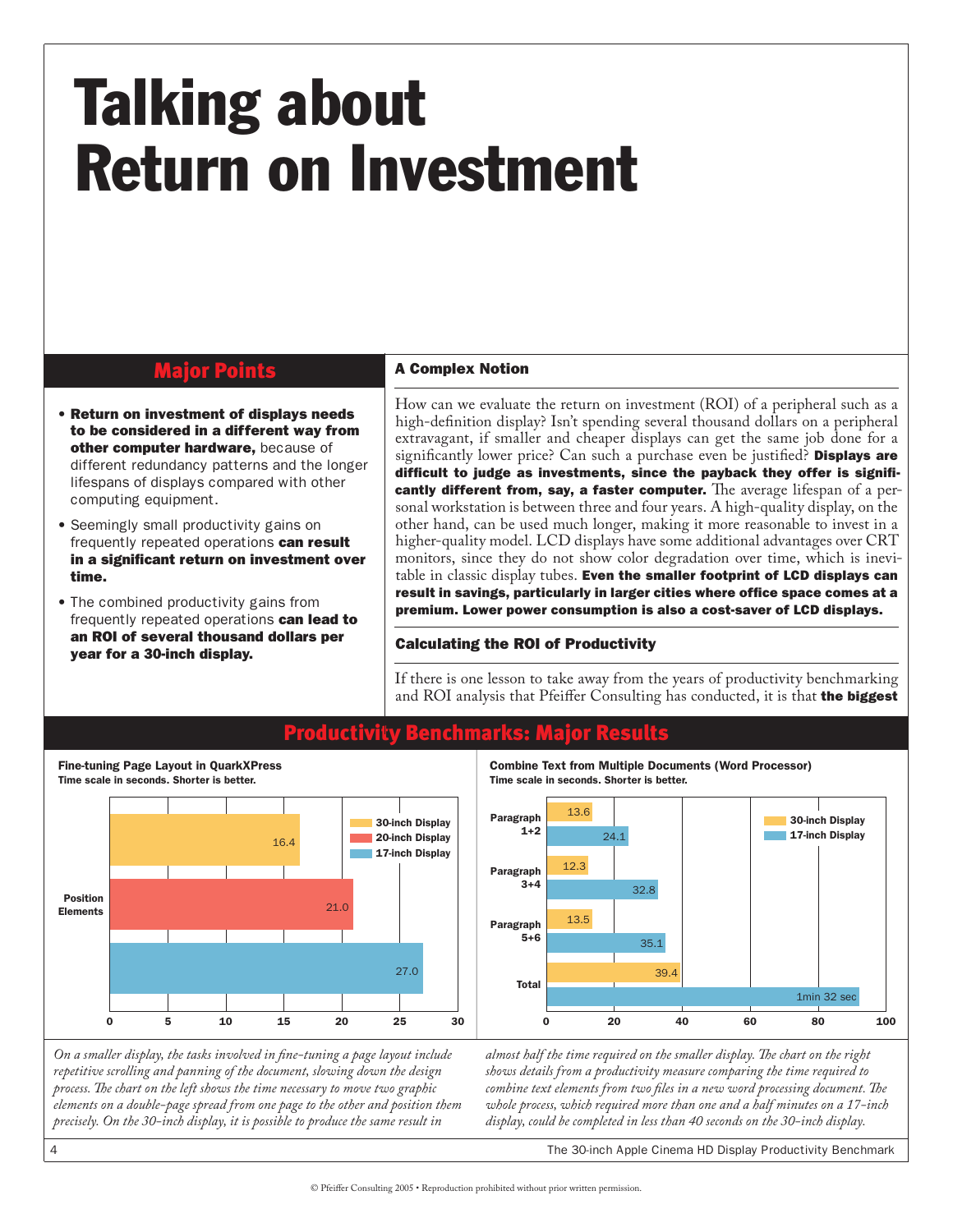# Talking about Return on Investment

## Major Points

- **Return on investment of displays needs to be considered in a different way from other computer hardware,** because of different redundancy patterns and the longer lifespans of displays compared with other computing equipment.
- Seemingly small productivity gains on frequently repeated operations **can result in a significant return on investment over time.**
- The combined productivity gains from frequently repeated operations **can lead to an ROI of several thousand dollars per year for a 30-inch display.**

### A Complex Notion

How can we evaluate the return on investment (ROI) of a peripheral such as a high-definition display? Isn't spending several thousand dollars on a peripheral extravagant, if smaller and cheaper displays can get the same job done for a significantly lower price? Can such a purchase even be justified? **Displays are difficult to judge as investments, since the payback they offer is significantly different from, say, a faster computer.** The average lifespan of a personal workstation is between three and four years. A high-quality display, on the other hand, can be used much longer, making it more reasonable to invest in a higher-quality model. LCD displays have some additional advantages over CRT monitors, since they do not show color degradation over time, which is inevitable in classic display tubes. **Even the smaller footprint of LCD displays can result in savings, particularly in larger cities where office space comes at a premium. Lower power consumption is also a cost-saver of LCD displays.**

### Calculating the ROI of Productivity

If there is one lesson to take away from the years of productivity benchmarking and ROI analysis that Pfeiffer Consulting has conducted, it is that **the biggest**

## Productivity Benchmarks: Major Results

**Fine-tuning Page Layout in QuarkXPress**
**Time scale in seconds. Shorter is better.**

| Position Elements | Time (s) |
|---|---|
| 30-inch Display | 16.4 |
| 20-inch Display | 21.0 |
| 17-inch Display | 27.0 |

**Combine Text from Multiple Documents (Word Processor)**
**Time scale in seconds. Shorter is better.**

| | 30-inch Display | 17-inch Display |
|---|---|---|
| Paragraph 1+2 | 13.6 | 24.1 |
| Paragraph 3+4 | 12.3 | 32.8 |
| Paragraph 5+6 | 13.5 | 35.1 |
| Total | 39.4 | 1min 32 sec |

*On a smaller display, the tasks involved in fine-tuning a page layout include repetitive scrolling and panning of the document, slowing down the design process. The chart on the left shows the time necessary to move two graphic elements on a double-page spread from one page to the other and position them precisely. On the 30-inch display, it is possible to produce the same result in almost half the time required on the smaller display. The chart on the right shows details from a productivity measure comparing the time required to combine text elements from two files in a new word processing document. The whole process, which required more than one and a half minutes on a 17-inch display, could be completed in less than 40 seconds on the 30-inch display.*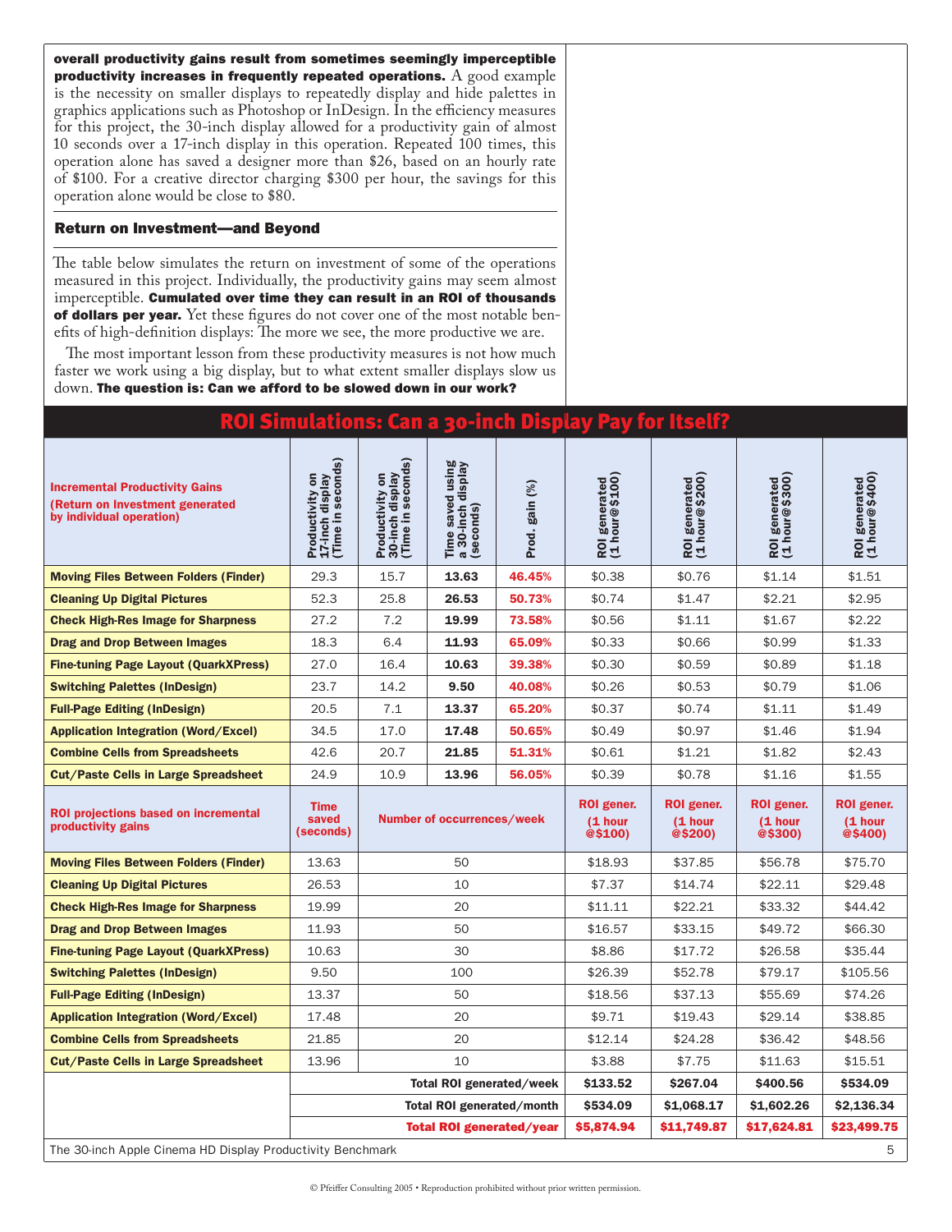**overall productivity gains result from sometimes seemingly imperceptible productivity increases in frequently repeated operations.** A good example is the necessity on smaller displays to repeatedly display and hide palettes in graphics applications such as Photoshop or InDesign. In the efficiency measures for this project, the 30-inch display allowed for a productivity gain of almost 10 seconds over a 17-inch display in this operation. Repeated 100 times, this operation alone has saved a designer more than $26, based on an hourly rate of $100. For a creative director charging $300 per hour, the savings for this operation alone would be close to $80.

### Return on Investment—and Beyond

The table below simulates the return on investment of some of the operations measured in this project. Individually, the productivity gains may seem almost imperceptible. **Cumulated over time they can result in an ROI of thousands of dollars per year.** Yet these figures do not cover one of the most notable benefits of high-definition displays: The more we see, the more productive we are.

The most important lesson from these productivity measures is not how much faster we work using a big display, but to what extent smaller displays slow us down. **The question is: Can we afford to be slowed down in our work?**

## ROI Simulations: Can a 30-inch Display Pay for Itself?

| Incremental Productivity Gains (Return on Investment generated by individual operation) | Productivity on 17-inch display (Time in seconds) | Productivity on 30-inch display (Time in seconds) | Time saved using a 30-inch display (seconds) | Prod. gain (%) | ROI generated (1 hour@$100) | ROI generated (1 hour@$200) | ROI generated (1 hour@$300) | ROI generated (1 hour@$400) |
|---|---|---|---|---|---|---|---|---|
| **Moving Files Between Folders (Finder)** | 29.3 | 15.7 | **13.63** | **46.45%** | $0.38 | $0.76 | $1.14 | $1.51 |
| **Cleaning Up Digital Pictures** | 52.3 | 25.8 | **26.53** | **50.73%** | $0.74 | $1.47 | $2.21 | $2.95 |
| **Check High-Res Image for Sharpness** | 27.2 | 7.2 | **19.99** | **73.58%** | $0.56 | $1.11 | $1.67 | $2.22 |
| **Drag and Drop Between Images** | 18.3 | 6.4 | **11.93** | **65.09%** | $0.33 | $0.66 | $0.99 | $1.33 |
| **Fine-tuning Page Layout (QuarkXPress)** | 27.0 | 16.4 | **10.63** | **39.38%** | $0.30 | $0.59 | $0.89 | $1.18 |
| **Switching Palettes (InDesign)** | 23.7 | 14.2 | **9.50** | **40.08%** | $0.26 | $0.53 | $0.79 | $1.06 |
| **Full-Page Editing (InDesign)** | 20.5 | 7.1 | **13.37** | **65.20%** | $0.37 | $0.74 | $1.11 | $1.49 |
| **Application Integration (Word/Excel)** | 34.5 | 17.0 | **17.48** | **50.65%** | $0.49 | $0.97 | $1.46 | $1.94 |
| **Combine Cells from Spreadsheets** | 42.6 | 20.7 | **21.85** | **51.31%** | $0.61 | $1.21 | $1.82 | $2.43 |
| **Cut/Paste Cells in Large Spreadsheet** | 24.9 | 10.9 | **13.96** | **56.05%** | $0.39 | $0.78 | $1.16 | $1.55 |
| **ROI projections based on incremental productivity gains** | **Time saved (seconds)** | **Number of occurrences/week** | | | **ROI gener. (1 hour @$100)** | **ROI gener. (1 hour @$200)** | **ROI gener. (1 hour @$300)** | **ROI gener. (1 hour @$400)** |
| **Moving Files Between Folders (Finder)** | 13.63 | 50 | | | $18.93 | $37.85 | $56.78 | $75.70 |
| **Cleaning Up Digital Pictures** | 26.53 | 10 | | | $7.37 | $14.74 | $22.11 | $29.48 |
| **Check High-Res Image for Sharpness** | 19.99 | 20 | | | $11.11 | $22.21 | $33.32 | $44.42 |
| **Drag and Drop Between Images** | 11.93 | 50 | | | $16.57 | $33.15 | $49.72 | $66.30 |
| **Fine-tuning Page Layout (QuarkXPress)** | 10.63 | 30 | | | $8.86 | $17.72 | $26.58 | $35.44 |
| **Switching Palettes (InDesign)** | 9.50 | 100 | | | $26.39 | $52.78 | $79.17 | $105.56 |
| **Full-Page Editing (InDesign)** | 13.37 | 50 | | | $18.56 | $37.13 | $55.69 | $74.26 |
| **Application Integration (Word/Excel)** | 17.48 | 20 | | | $9.71 | $19.43 | $29.14 | $38.85 |
| **Combine Cells from Spreadsheets** | 21.85 | 20 | | | $12.14 | $24.28 | $36.42 | $48.56 |
| **Cut/Paste Cells in Large Spreadsheet** | 13.96 | 10 | | | $3.88 | $7.75 | $11.63 | $15.51 |
| | | **Total ROI generated/week** | | | **$133.52** | **$267.04** | **$400.56** | **$534.09** |
| | | **Total ROI generated/month** | | | **$534.09** | **$1,068.17** | **$1,602.26** | **$2,136.34** |
| | | **Total ROI generated/year** | | | **$5,874.94** | **$11,749.87** | **$17,624.81** | **$23,499.75** |

© Pfeiffer Consulting 2005 • Reproduction prohibited without prior written permission.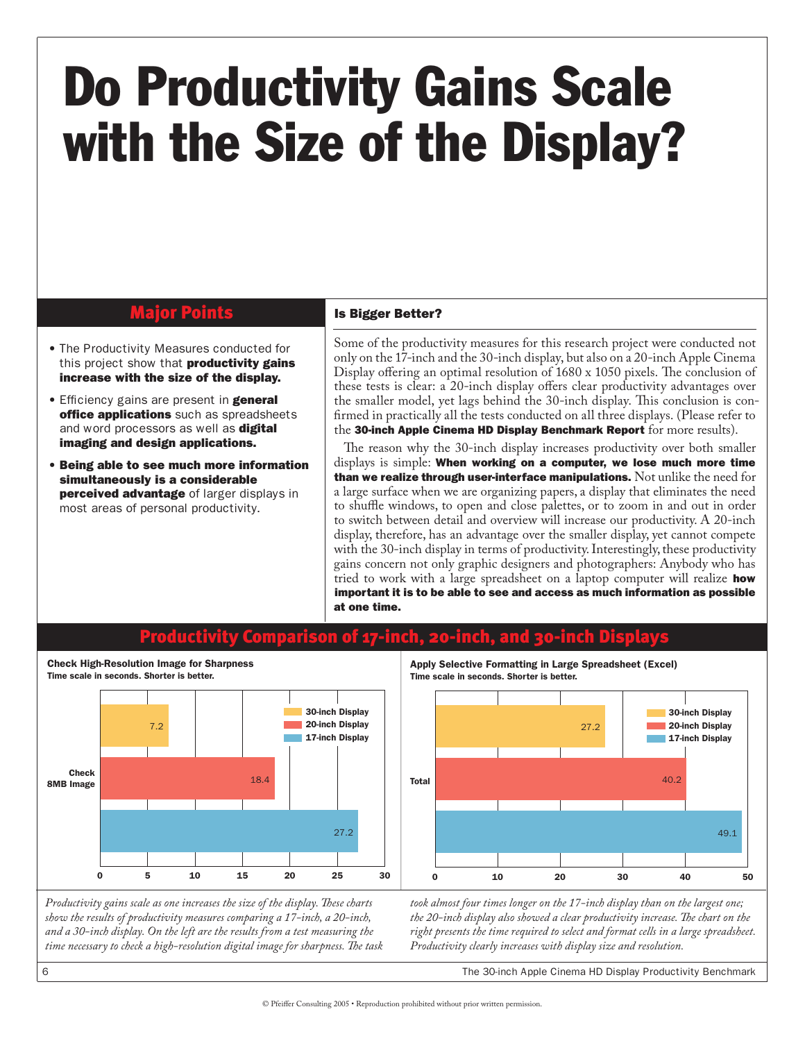# Do Productivity Gains Scale with the Size of the Display?

## Major Points

- The Productivity Measures conducted for this project show that **productivity gains increase with the size of the display.**
- Efficiency gains are present in **general office applications** such as spreadsheets and word processors as well as **digital imaging and design applications.**
- **Being able to see much more information simultaneously is a considerable perceived advantage** of larger displays in most areas of personal productivity.

### Is Bigger Better?

Some of the productivity measures for this research project were conducted not only on the 17-inch and the 30-inch display, but also on a 20-inch Apple Cinema Display offering an optimal resolution of 1680 x 1050 pixels. The conclusion of these tests is clear: a 20-inch display offers clear productivity advantages over the smaller model, yet lags behind the 30-inch display. This conclusion is confirmed in practically all the tests conducted on all three displays. (Please refer to the **30-inch Apple Cinema HD Display Benchmark Report** for more results).

The reason why the 30-inch display increases productivity over both smaller displays is simple: **When working on a computer, we lose much more time than we realize through user-interface manipulations.** Not unlike the need for a large surface when we are organizing papers, a display that eliminates the need to shuffle windows, to open and close palettes, or to zoom in and out in order to switch between detail and overview will increase our productivity. A 20-inch display, therefore, has an advantage over the smaller display, yet cannot compete with the 30-inch display in terms of productivity. Interestingly, these productivity gains concern not only graphic designers and photographers: Anybody who has tried to work with a large spreadsheet on a laptop computer will realize **how important it is to be able to see and access as much information as possible at one time.**

## Productivity Comparison of 17-inch, 20-inch, and 30-inch Displays

**Check High-Resolution Image for Sharpness**
Time scale in seconds. Shorter is better.

Check 8MB Image
30-inch Display: 7.2
20-inch Display: 18.4
17-inch Display: 27.2

0 5 10 15 20 25 30

**Apply Selective Formatting in Large Spreadsheet (Excel)**
Time scale in seconds. Shorter is better.

Total
30-inch Display: 27.2
20-inch Display: 40.2
17-inch Display: 49.1

0 10 20 30 40 50

*Productivity gains scale as one increases the size of the display. These charts show the results of productivity measures comparing a 17-inch, a 20-inch, and a 30-inch display. On the left are the results from a test measuring the time necessary to check a high-resolution digital image for sharpness. The task took almost four times longer on the 17-inch display than on the largest one; the 20-inch display also showed a clear productivity increase. The chart on the right presents the time required to select and format cells in a large spreadsheet. Productivity clearly increases with display size and resolution.*

© Pfeiffer Consulting 2005 • Reproduction prohibited without prior written permission.